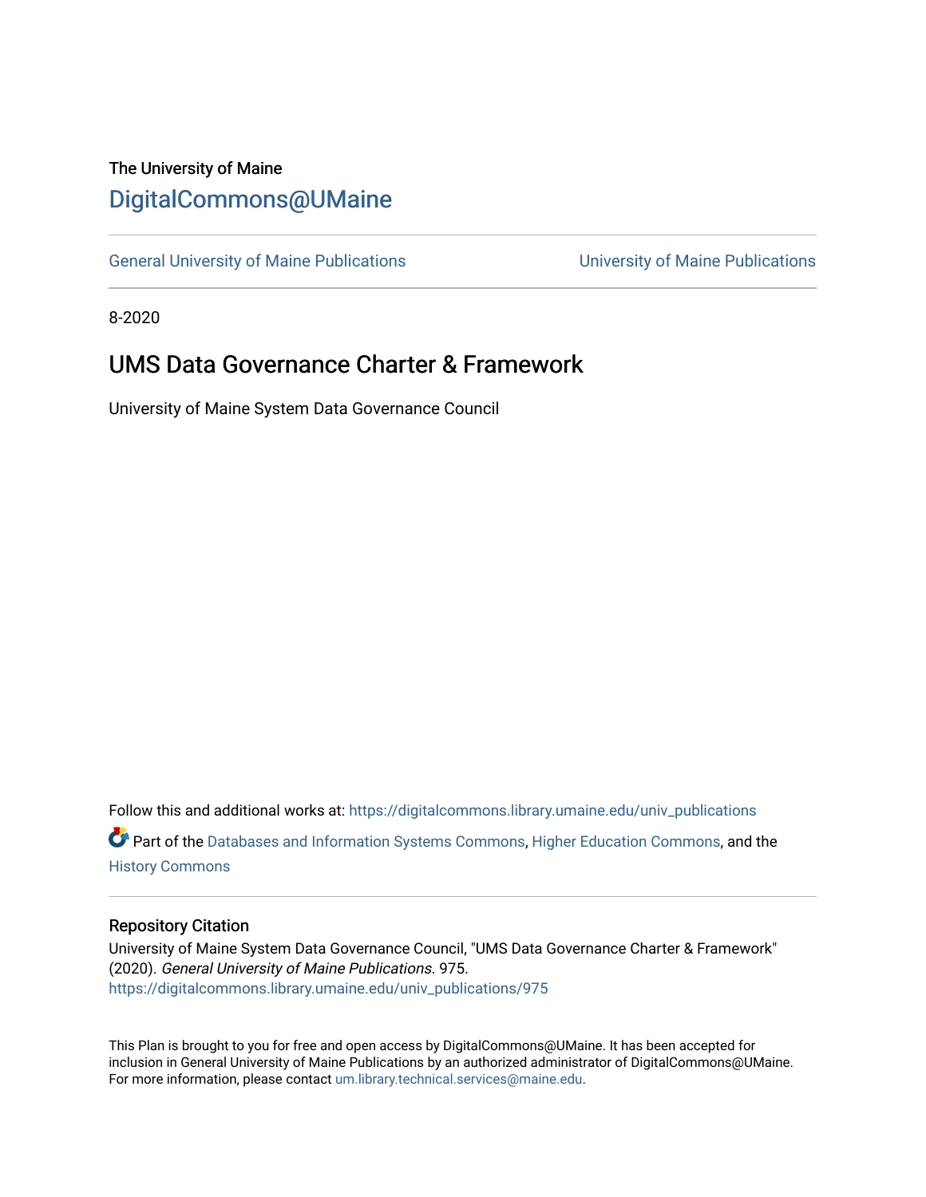The University of Maine

# DigitalCommons@UMaine

General University of Maine Publications | University of Maine Publications

8-2020

## UMS Data Governance Charter & Framework

University of Maine System Data Governance Council

Follow this and additional works at: https://digitalcommons.library.umaine.edu/univ_publications

Part of the Databases and Information Systems Commons, Higher Education Commons, and the History Commons

### Repository Citation

University of Maine System Data Governance Council, "UMS Data Governance Charter & Framework" (2020). *General University of Maine Publications*. 975.
https://digitalcommons.library.umaine.edu/univ_publications/975

This Plan is brought to you for free and open access by DigitalCommons@UMaine. It has been accepted for inclusion in General University of Maine Publications by an authorized administrator of DigitalCommons@UMaine. For more information, please contact um.library.technical.services@maine.edu.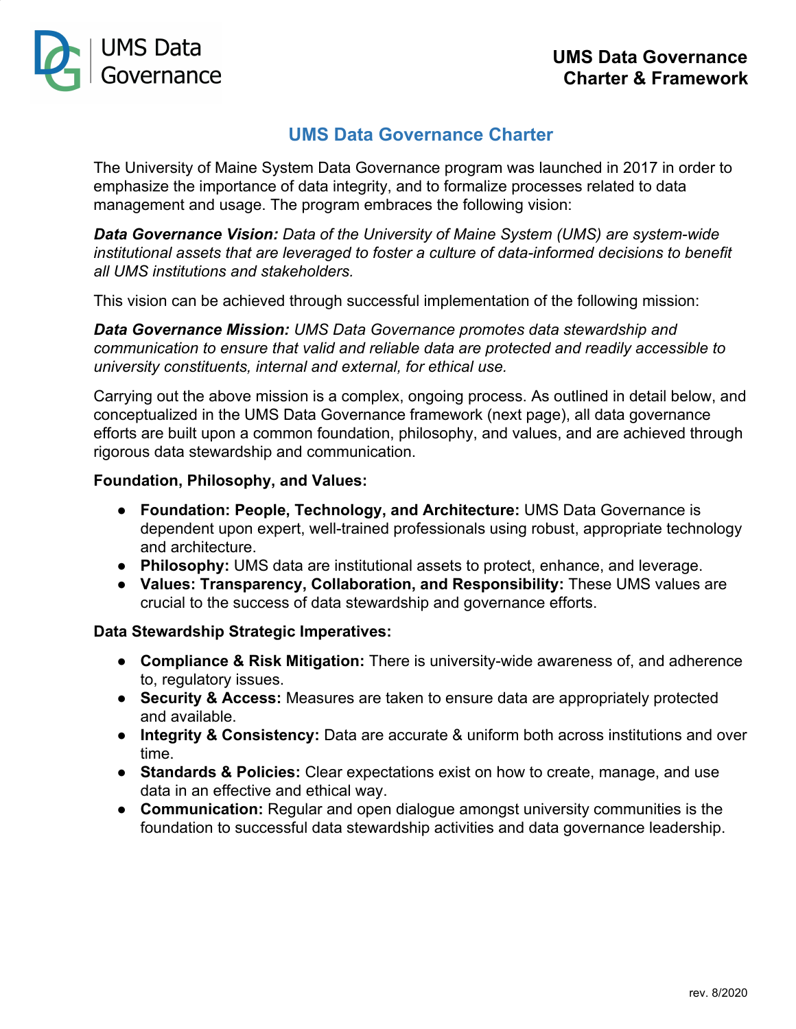# UMS Data Governance Charter

The University of Maine System Data Governance program was launched in 2017 in order to emphasize the importance of data integrity, and to formalize processes related to data management and usage. The program embraces the following vision:

***Data Governance Vision:*** *Data of the University of Maine System (UMS) are system-wide institutional assets that are leveraged to foster a culture of data-informed decisions to benefit all UMS institutions and stakeholders.*

This vision can be achieved through successful implementation of the following mission:

***Data Governance Mission:*** *UMS Data Governance promotes data stewardship and communication to ensure that valid and reliable data are protected and readily accessible to university constituents, internal and external, for ethical use.*

Carrying out the above mission is a complex, ongoing process. As outlined in detail below, and conceptualized in the UMS Data Governance framework (next page), all data governance efforts are built upon a common foundation, philosophy, and values, and are achieved through rigorous data stewardship and communication.

**Foundation, Philosophy, and Values:**

- **Foundation: People, Technology, and Architecture:** UMS Data Governance is dependent upon expert, well-trained professionals using robust, appropriate technology and architecture.
- **Philosophy:** UMS data are institutional assets to protect, enhance, and leverage.
- **Values: Transparency, Collaboration, and Responsibility:** These UMS values are crucial to the success of data stewardship and governance efforts.

**Data Stewardship Strategic Imperatives:**

- **Compliance & Risk Mitigation:** There is university-wide awareness of, and adherence to, regulatory issues.
- **Security & Access:** Measures are taken to ensure data are appropriately protected and available.
- **Integrity & Consistency:** Data are accurate & uniform both across institutions and over time.
- **Standards & Policies:** Clear expectations exist on how to create, manage, and use data in an effective and ethical way.
- **Communication:** Regular and open dialogue amongst university communities is the foundation to successful data stewardship activities and data governance leadership.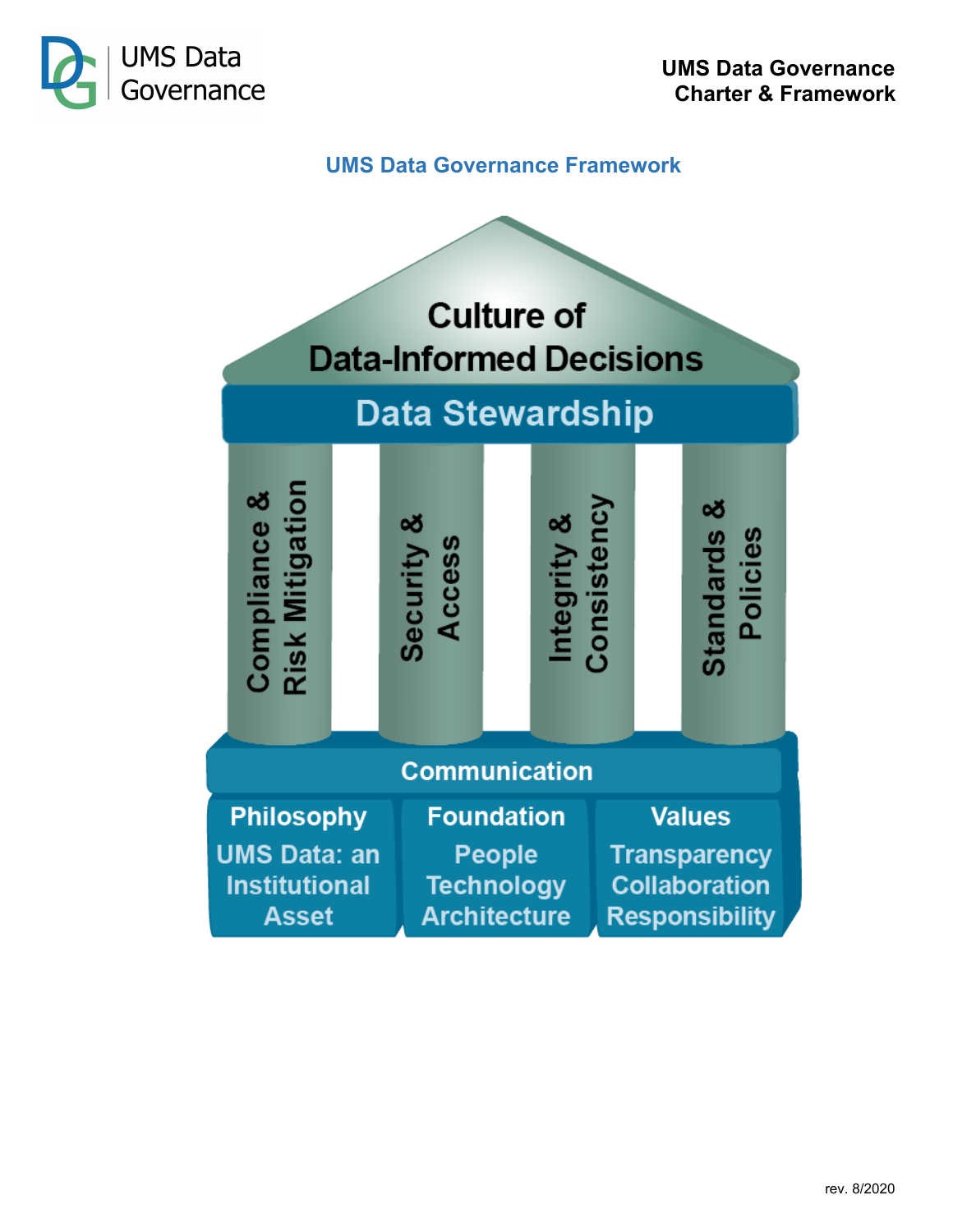## UMS Data Governance Framework

### Culture of Data-Informed Decisions

**Data Stewardship**

- Compliance & Risk Mitigation
- Security & Access
- Integrity & Consistency
- Standards & Policies

**Communication**

| Philosophy | Foundation | Values |
| --- | --- | --- |
| UMS Data: an Institutional Asset | People<br>Technology<br>Architecture | Transparency<br>Collaboration<br>Responsibility |

rev. 8/2020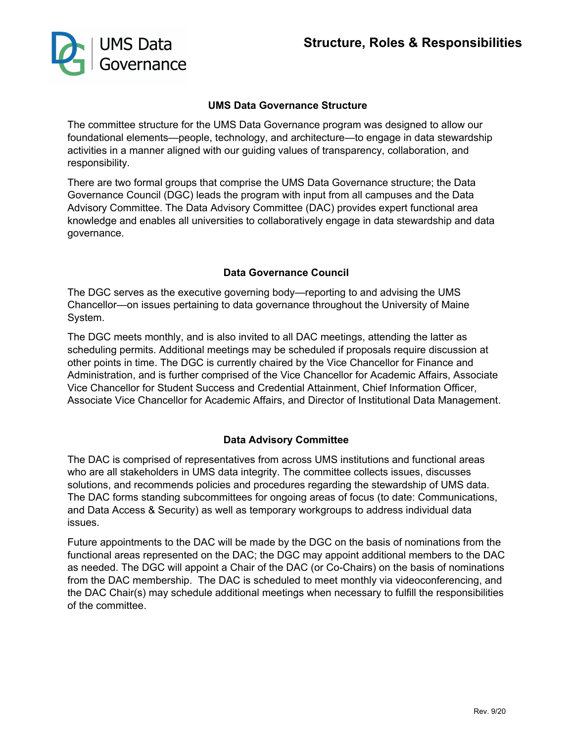# Structure, Roles & Responsibilities

## UMS Data Governance Structure

The committee structure for the UMS Data Governance program was designed to allow our foundational elements—people, technology, and architecture—to engage in data stewardship activities in a manner aligned with our guiding values of transparency, collaboration, and responsibility.

There are two formal groups that comprise the UMS Data Governance structure; the Data Governance Council (DGC) leads the program with input from all campuses and the Data Advisory Committee. The Data Advisory Committee (DAC) provides expert functional area knowledge and enables all universities to collaboratively engage in data stewardship and data governance.

## Data Governance Council

The DGC serves as the executive governing body—reporting to and advising the UMS Chancellor—on issues pertaining to data governance throughout the University of Maine System.

The DGC meets monthly, and is also invited to all DAC meetings, attending the latter as scheduling permits. Additional meetings may be scheduled if proposals require discussion at other points in time. The DGC is currently chaired by the Vice Chancellor for Finance and Administration, and is further comprised of the Vice Chancellor for Academic Affairs, Associate Vice Chancellor for Student Success and Credential Attainment, Chief Information Officer, Associate Vice Chancellor for Academic Affairs, and Director of Institutional Data Management.

## Data Advisory Committee

The DAC is comprised of representatives from across UMS institutions and functional areas who are all stakeholders in UMS data integrity. The committee collects issues, discusses solutions, and recommends policies and procedures regarding the stewardship of UMS data. The DAC forms standing subcommittees for ongoing areas of focus (to date: Communications, and Data Access & Security) as well as temporary workgroups to address individual data issues.

Future appointments to the DAC will be made by the DGC on the basis of nominations from the functional areas represented on the DAC; the DGC may appoint additional members to the DAC as needed. The DGC will appoint a Chair of the DAC (or Co-Chairs) on the basis of nominations from the DAC membership. The DAC is scheduled to meet monthly via videoconferencing, and the DAC Chair(s) may schedule additional meetings when necessary to fulfill the responsibilities of the committee.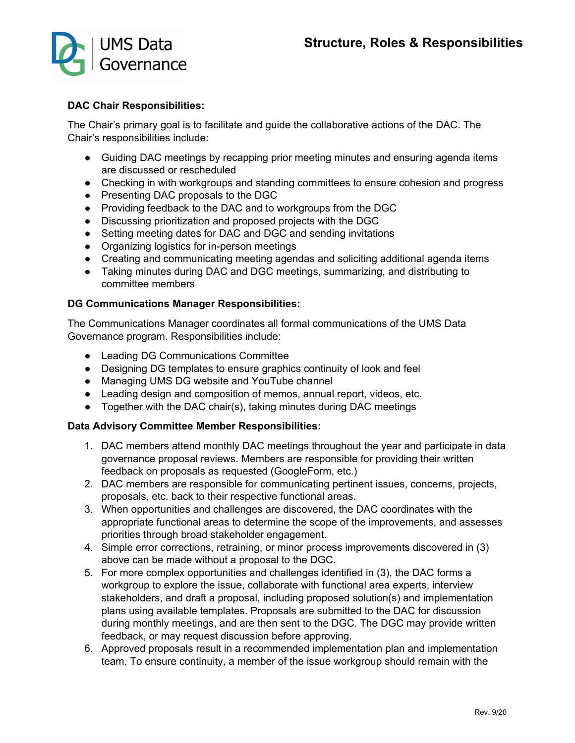**DAC Chair Responsibilities:**

The Chair's primary goal is to facilitate and guide the collaborative actions of the DAC. The Chair's responsibilities include:

- Guiding DAC meetings by recapping prior meeting minutes and ensuring agenda items are discussed or rescheduled
- Checking in with workgroups and standing committees to ensure cohesion and progress
- Presenting DAC proposals to the DGC
- Providing feedback to the DAC and to workgroups from the DGC
- Discussing prioritization and proposed projects with the DGC
- Setting meeting dates for DAC and DGC and sending invitations
- Organizing logistics for in-person meetings
- Creating and communicating meeting agendas and soliciting additional agenda items
- Taking minutes during DAC and DGC meetings, summarizing, and distributing to committee members

**DG Communications Manager Responsibilities:**

The Communications Manager coordinates all formal communications of the UMS Data Governance program. Responsibilities include:

- Leading DG Communications Committee
- Designing DG templates to ensure graphics continuity of look and feel
- Managing UMS DG website and YouTube channel
- Leading design and composition of memos, annual report, videos, etc.
- Together with the DAC chair(s), taking minutes during DAC meetings

**Data Advisory Committee Member Responsibilities:**

1. DAC members attend monthly DAC meetings throughout the year and participate in data governance proposal reviews. Members are responsible for providing their written feedback on proposals as requested (GoogleForm, etc.)
2. DAC members are responsible for communicating pertinent issues, concerns, projects, proposals, etc. back to their respective functional areas.
3. When opportunities and challenges are discovered, the DAC coordinates with the appropriate functional areas to determine the scope of the improvements, and assesses priorities through broad stakeholder engagement.
4. Simple error corrections, retraining, or minor process improvements discovered in (3) above can be made without a proposal to the DGC.
5. For more complex opportunities and challenges identified in (3), the DAC forms a workgroup to explore the issue, collaborate with functional area experts, interview stakeholders, and draft a proposal, including proposed solution(s) and implementation plans using available templates. Proposals are submitted to the DAC for discussion during monthly meetings, and are then sent to the DGC. The DGC may provide written feedback, or may request discussion before approving.
6. Approved proposals result in a recommended implementation plan and implementation team. To ensure continuity, a member of the issue workgroup should remain with the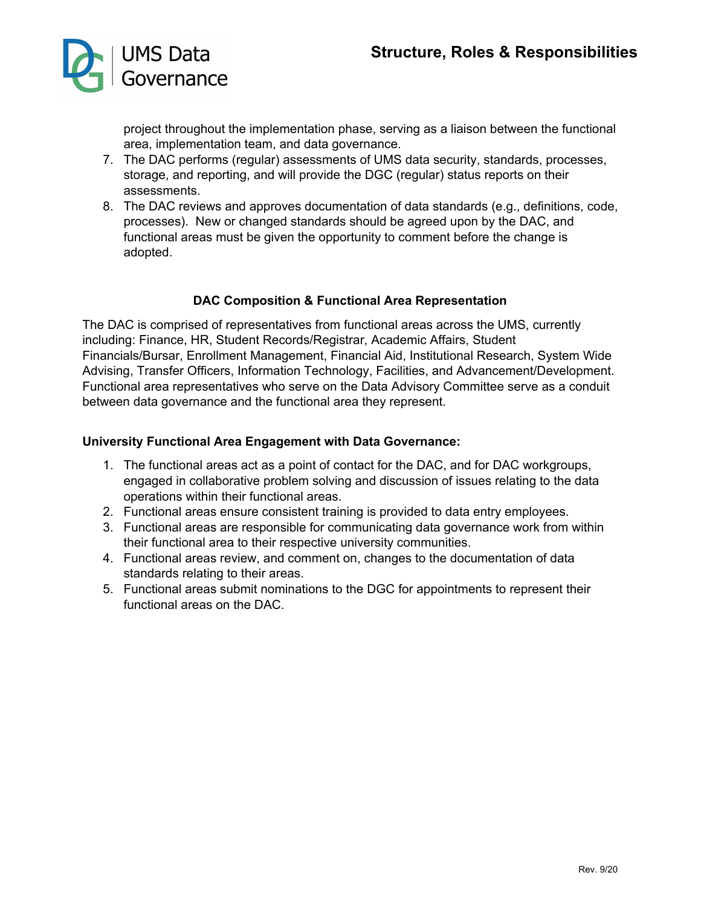project throughout the implementation phase, serving as a liaison between the functional area, implementation team, and data governance.

7. The DAC performs (regular) assessments of UMS data security, standards, processes, storage, and reporting, and will provide the DGC (regular) status reports on their assessments.
8. The DAC reviews and approves documentation of data standards (e.g., definitions, code, processes). New or changed standards should be agreed upon by the DAC, and functional areas must be given the opportunity to comment before the change is adopted.

### DAC Composition & Functional Area Representation

The DAC is comprised of representatives from functional areas across the UMS, currently including: Finance, HR, Student Records/Registrar, Academic Affairs, Student Financials/Bursar, Enrollment Management, Financial Aid, Institutional Research, System Wide Advising, Transfer Officers, Information Technology, Facilities, and Advancement/Development. Functional area representatives who serve on the Data Advisory Committee serve as a conduit between data governance and the functional area they represent.

### University Functional Area Engagement with Data Governance:

1. The functional areas act as a point of contact for the DAC, and for DAC workgroups, engaged in collaborative problem solving and discussion of issues relating to the data operations within their functional areas.
2. Functional areas ensure consistent training is provided to data entry employees.
3. Functional areas are responsible for communicating data governance work from within their functional area to their respective university communities.
4. Functional areas review, and comment on, changes to the documentation of data standards relating to their areas.
5. Functional areas submit nominations to the DGC for appointments to represent their functional areas on the DAC.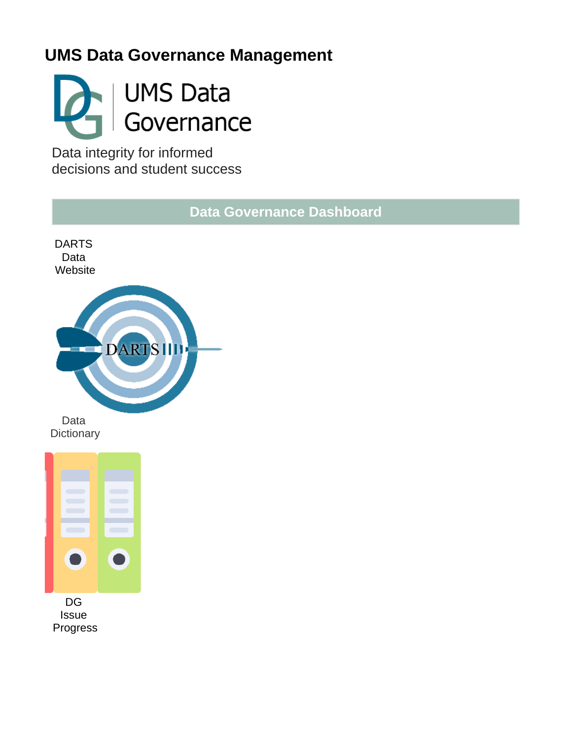# UMS Data Governance Management

UMS Data Governance

Data integrity for informed decisions and student success

**Data Governance Dashboard**

DARTS Data Website

Data Dictionary

DG Issue Progress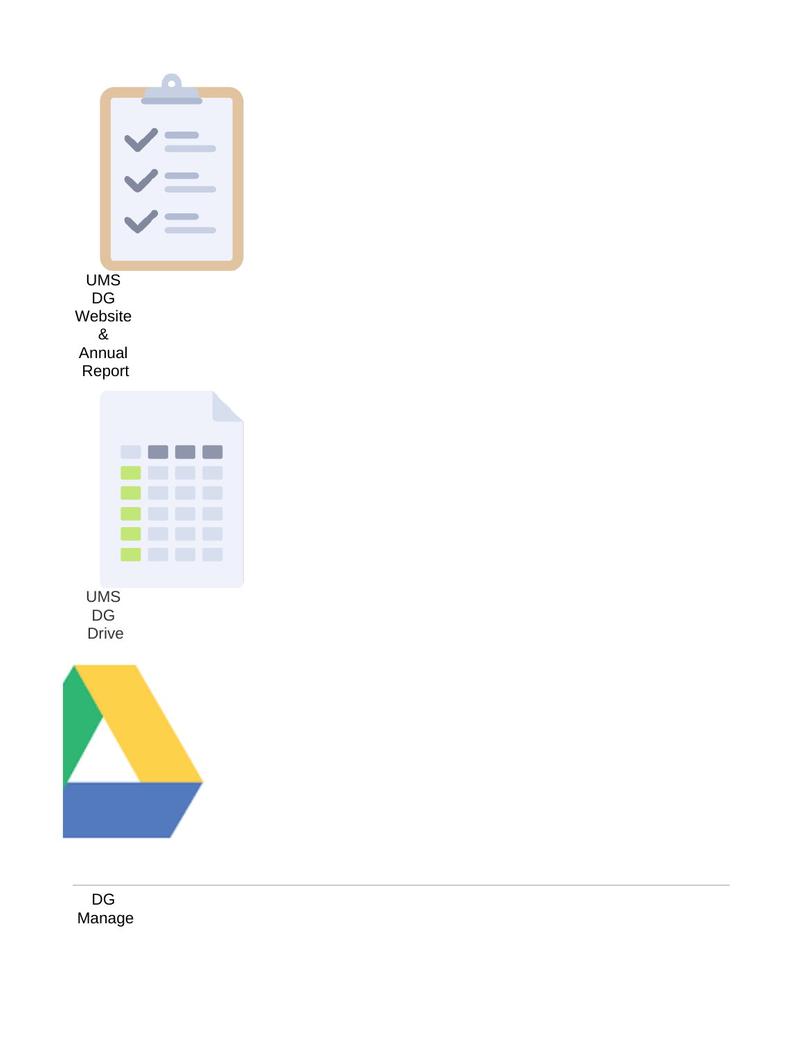UMS DG Website & Annual Report

UMS DG Drive

---

DG Manage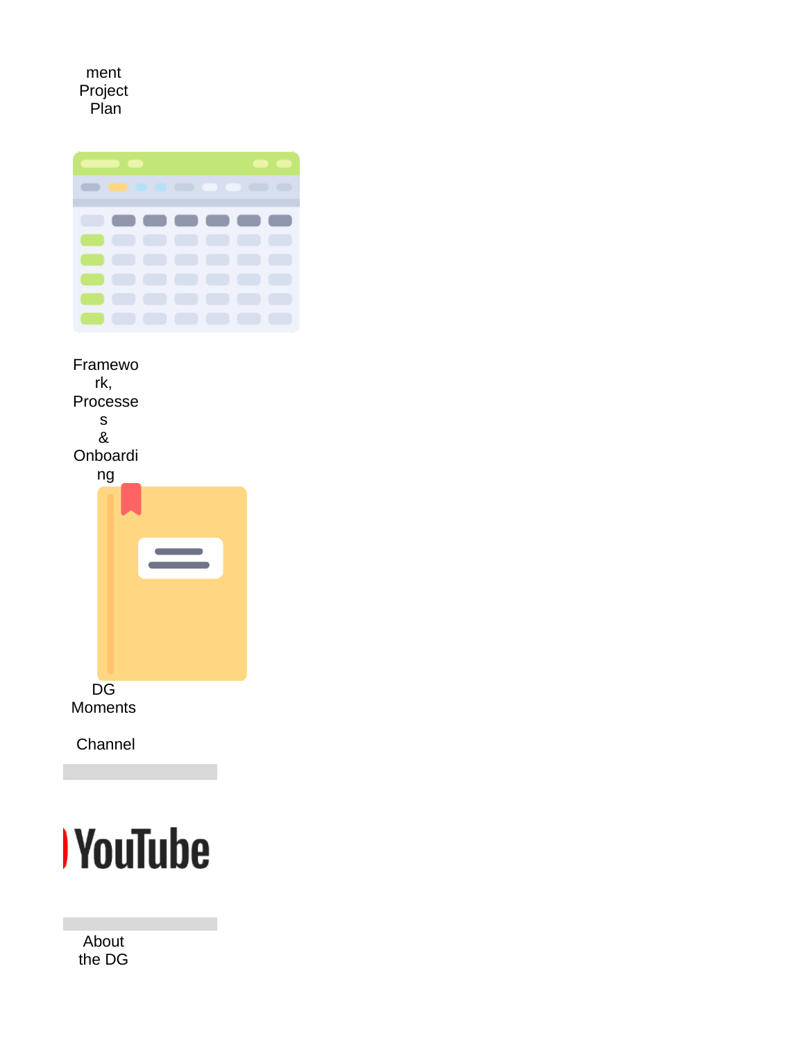ment Project Plan

Framework, Processes & Onboarding

DG Moments

Channel

YouTube

About the DG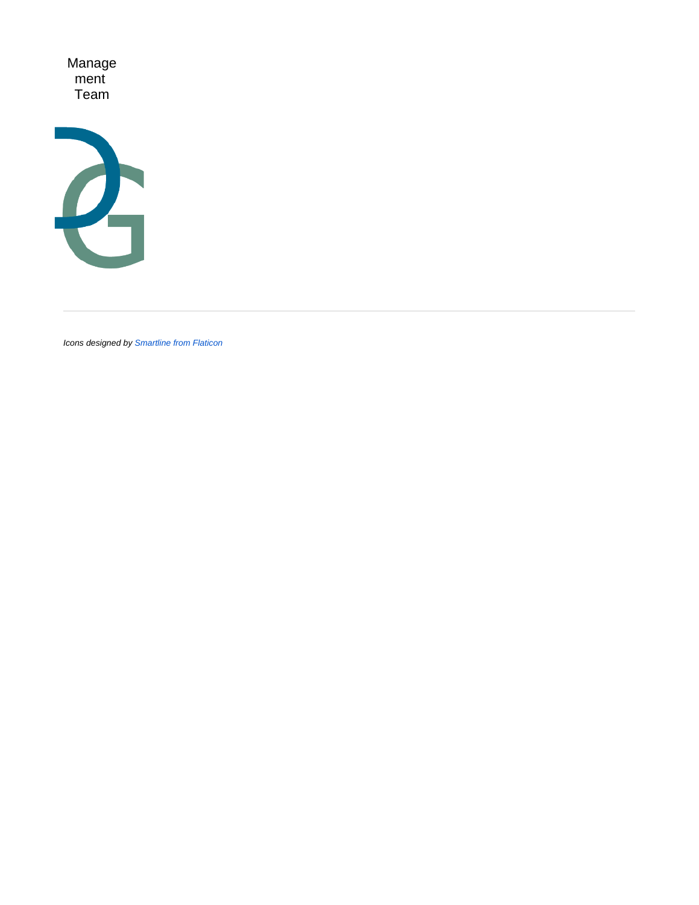Manage
ment
Team

---

*Icons designed by [Smartline from Flaticon]*